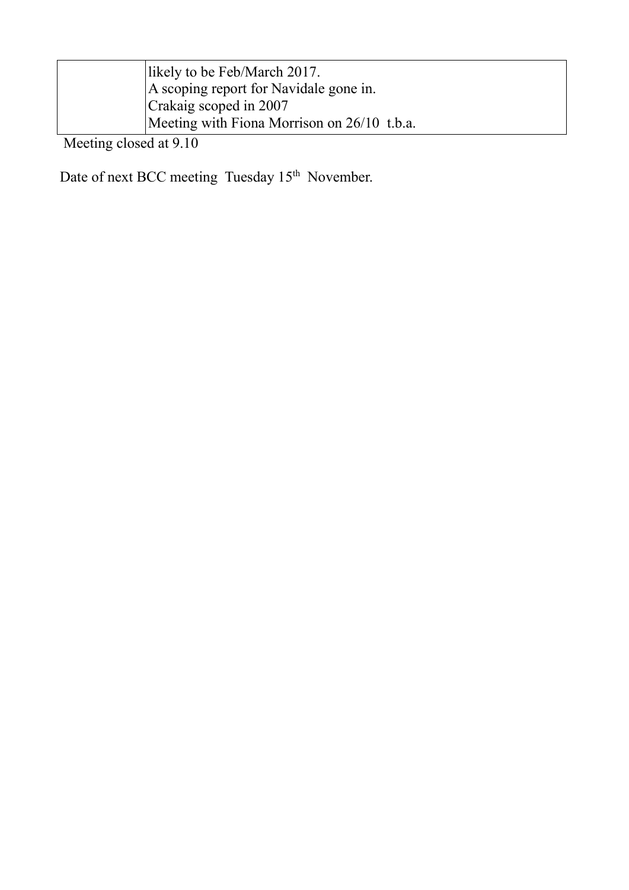| | |
|---|---|
| | likely to be Feb/March 2017.<br>A scoping report for Navidale gone in.<br>Crakaig scoped in 2007<br>Meeting with Fiona Morrison on 26/10 t.b.a. |

Meeting closed at 9.10

Date of next BCC meeting Tuesday 15th November.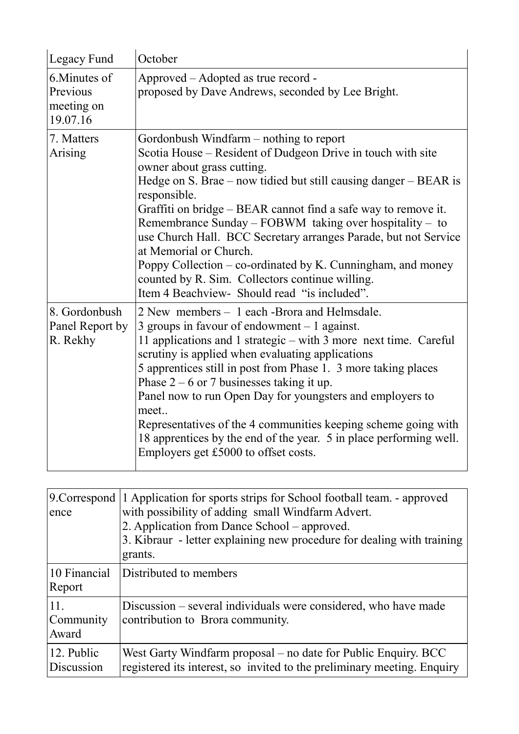| Legacy Fund | October |
|---|---|
| 6.Minutes of Previous meeting on 19.07.16 | Approved – Adopted as true record - proposed by Dave Andrews, seconded by Lee Bright. |
| 7. Matters Arising | Gordonbush Windfarm – nothing to report<br>Scotia House – Resident of Dudgeon Drive in touch with site owner about grass cutting.<br>Hedge on S. Brae – now tidied but still causing danger – BEAR is responsible.<br>Graffiti on bridge – BEAR cannot find a safe way to remove it.<br>Remembrance Sunday – FOBWM taking over hospitality – to use Church Hall. BCC Secretary arranges Parade, but not Service at Memorial or Church.<br>Poppy Collection – co-ordinated by K. Cunningham, and money counted by R. Sim. Collectors continue willing.<br>Item 4 Beachview- Should read "is included". |
| 8. Gordonbush Panel Report by R. Rekhy | 2 New members – 1 each -Brora and Helmsdale.<br>3 groups in favour of endowment – 1 against.<br>11 applications and 1 strategic – with 3 more next time. Careful scrutiny is applied when evaluating applications<br>5 apprentices still in post from Phase 1. 3 more taking places Phase 2 – 6 or 7 businesses taking it up.<br>Panel now to run Open Day for youngsters and employers to meet..<br>Representatives of the 4 communities keeping scheme going with 18 apprentices by the end of the year. 5 in place performing well. Employers get £5000 to offset costs. |

| 9.Correspondence | 1 Application for sports strips for School football team. - approved with possibility of adding small Windfarm Advert.<br>2. Application from Dance School – approved.<br>3. Kibraur - letter explaining new procedure for dealing with training grants. |
|---|---|
| 10 Financial Report | Distributed to members |
| 11. Community Award | Discussion – several individuals were considered, who have made contribution to Brora community. |
| 12. Public Discussion | West Garty Windfarm proposal – no date for Public Enquiry. BCC registered its interest, so invited to the preliminary meeting. Enquiry |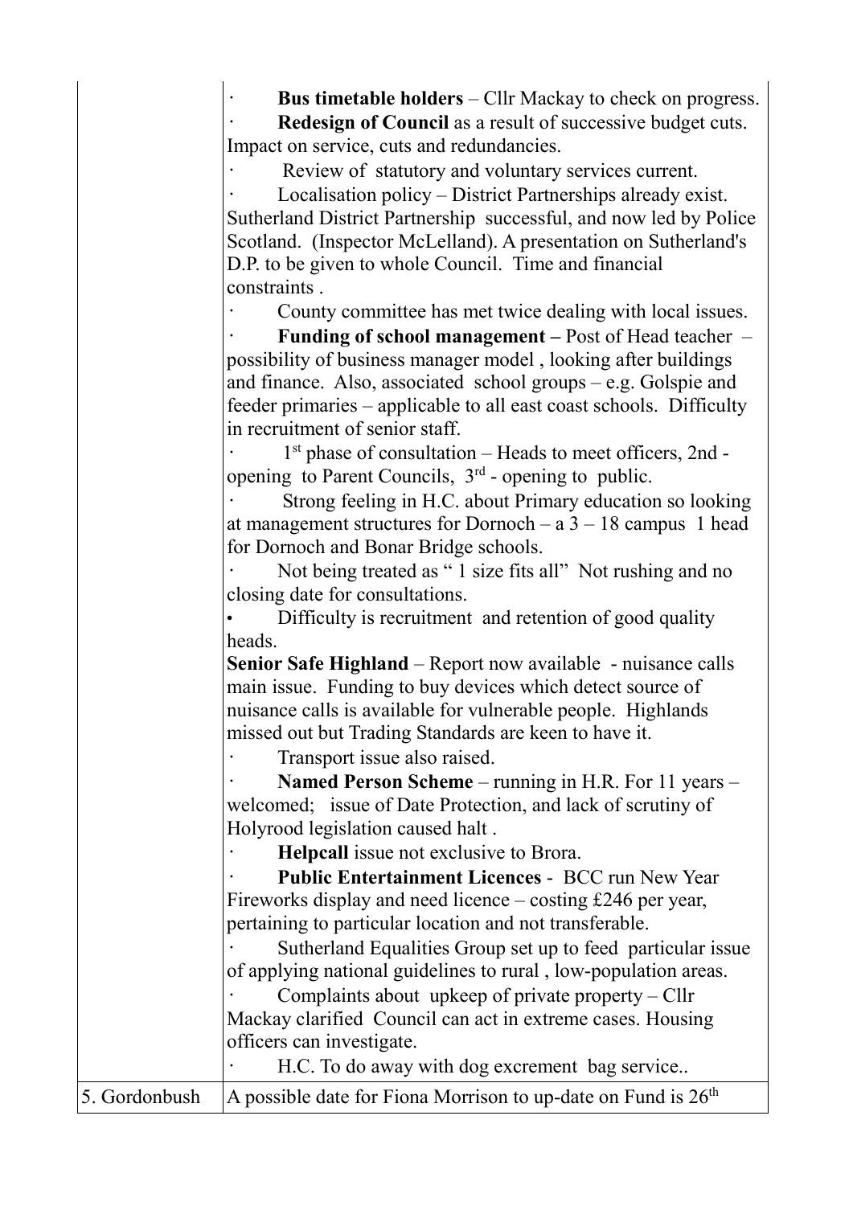| | |
|---|---|
| | · **Bus timetable holders** – Cllr Mackay to check on progress.<br>· **Redesign of Council** as a result of successive budget cuts. Impact on service, cuts and redundancies.<br>· Review of statutory and voluntary services current.<br>· Localisation policy – District Partnerships already exist. Sutherland District Partnership successful, and now led by Police Scotland. (Inspector McLelland). A presentation on Sutherland's D.P. to be given to whole Council. Time and financial constraints .<br>· County committee has met twice dealing with local issues.<br>· **Funding of school management –** Post of Head teacher – possibility of business manager model , looking after buildings and finance. Also, associated school groups – e.g. Golspie and feeder primaries – applicable to all east coast schools. Difficulty in recruitment of senior staff.<br>· 1st phase of consultation – Heads to meet officers, 2nd - opening to Parent Councils, 3rd - opening to public.<br>· Strong feeling in H.C. about Primary education so looking at management structures for Dornoch – a 3 – 18 campus 1 head for Dornoch and Bonar Bridge schools.<br>· Not being treated as " 1 size fits all" Not rushing and no closing date for consultations.<br>• Difficulty is recruitment and retention of good quality heads.<br>**Senior Safe Highland** – Report now available - nuisance calls main issue. Funding to buy devices which detect source of nuisance calls is available for vulnerable people. Highlands missed out but Trading Standards are keen to have it.<br>· Transport issue also raised.<br>· **Named Person Scheme** – running in H.R. For 11 years – welcomed; issue of Date Protection, and lack of scrutiny of Holyrood legislation caused halt .<br>· **Helpcall** issue not exclusive to Brora.<br>· **Public Entertainment Licences** - BCC run New Year Fireworks display and need licence – costing £246 per year, pertaining to particular location and not transferable.<br>· Sutherland Equalities Group set up to feed particular issue of applying national guidelines to rural , low-population areas.<br>· Complaints about upkeep of private property – Cllr Mackay clarified Council can act in extreme cases. Housing officers can investigate.<br>· H.C. To do away with dog excrement bag service.. |
| 5. Gordonbush | A possible date for Fiona Morrison to up-date on Fund is 26th |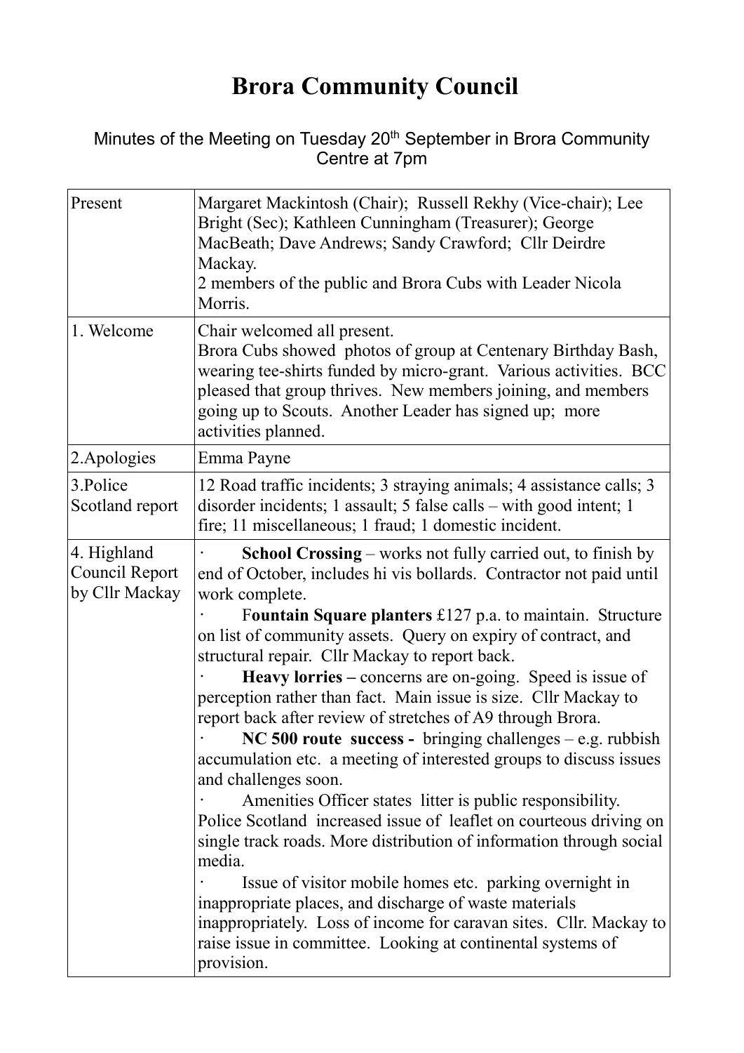# Brora Community Council

Minutes of the Meeting on Tuesday 20th September in Brora Community Centre at 7pm

| | |
|---|---|
| Present | Margaret Mackintosh (Chair); Russell Rekhy (Vice-chair); Lee Bright (Sec); Kathleen Cunningham (Treasurer); George MacBeath; Dave Andrews; Sandy Crawford; Cllr Deirdre Mackay.<br>2 members of the public and Brora Cubs with Leader Nicola Morris. |
| 1. Welcome | Chair welcomed all present.<br>Brora Cubs showed photos of group at Centenary Birthday Bash, wearing tee-shirts funded by micro-grant. Various activities. BCC pleased that group thrives. New members joining, and members going up to Scouts. Another Leader has signed up; more activities planned. |
| 2.Apologies | Emma Payne |
| 3.Police Scotland report | 12 Road traffic incidents; 3 straying animals; 4 assistance calls; 3 disorder incidents; 1 assault; 5 false calls – with good intent; 1 fire; 11 miscellaneous; 1 fraud; 1 domestic incident. |
| 4. Highland Council Report by Cllr Mackay | · **School Crossing** – works not fully carried out, to finish by end of October, includes hi vis bollards. Contractor not paid until work complete.<br>· F**ountain Square planters** £127 p.a. to maintain. Structure on list of community assets. Query on expiry of contract, and structural repair. Cllr Mackay to report back.<br>· **Heavy lorries –** concerns are on-going. Speed is issue of perception rather than fact. Main issue is size. Cllr Mackay to report back after review of stretches of A9 through Brora.<br>· **NC 500 route success -** bringing challenges – e.g. rubbish accumulation etc. a meeting of interested groups to discuss issues and challenges soon.<br>· Amenities Officer states litter is public responsibility. Police Scotland increased issue of leaflet on courteous driving on single track roads. More distribution of information through social media.<br>· Issue of visitor mobile homes etc. parking overnight in inappropriate places, and discharge of waste materials inappropriately. Loss of income for caravan sites. Cllr. Mackay to raise issue in committee. Looking at continental systems of provision. |